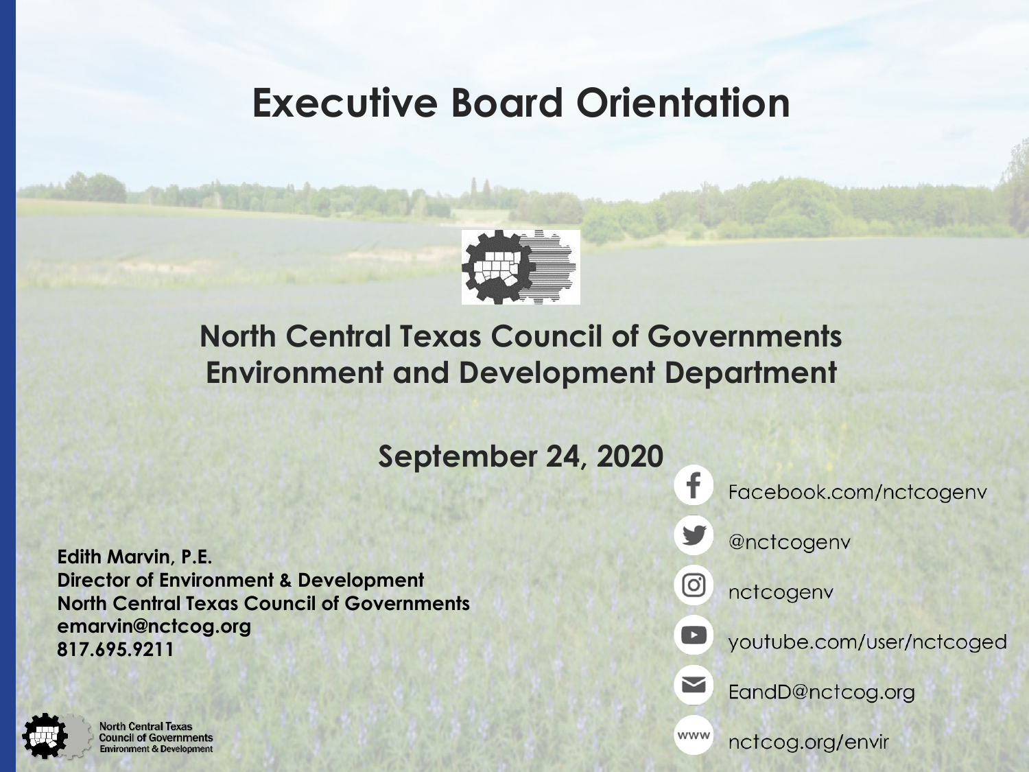# Executive Board Orientation

## North Central Texas Council of Governments
## Environment and Development Department

**September 24, 2020**

**Edith Marvin, P.E.**
**Director of Environment & Development**
**North Central Texas Council of Governments**
**emarvin@nctcog.org**
**817.695.9211**

Facebook.com/nctcogenv

@nctcogenv

nctcogenv

youtube.com/user/nctcoged

EandD@nctcog.org

nctcog.org/envir

North Central Texas Council of Governments Environment & Development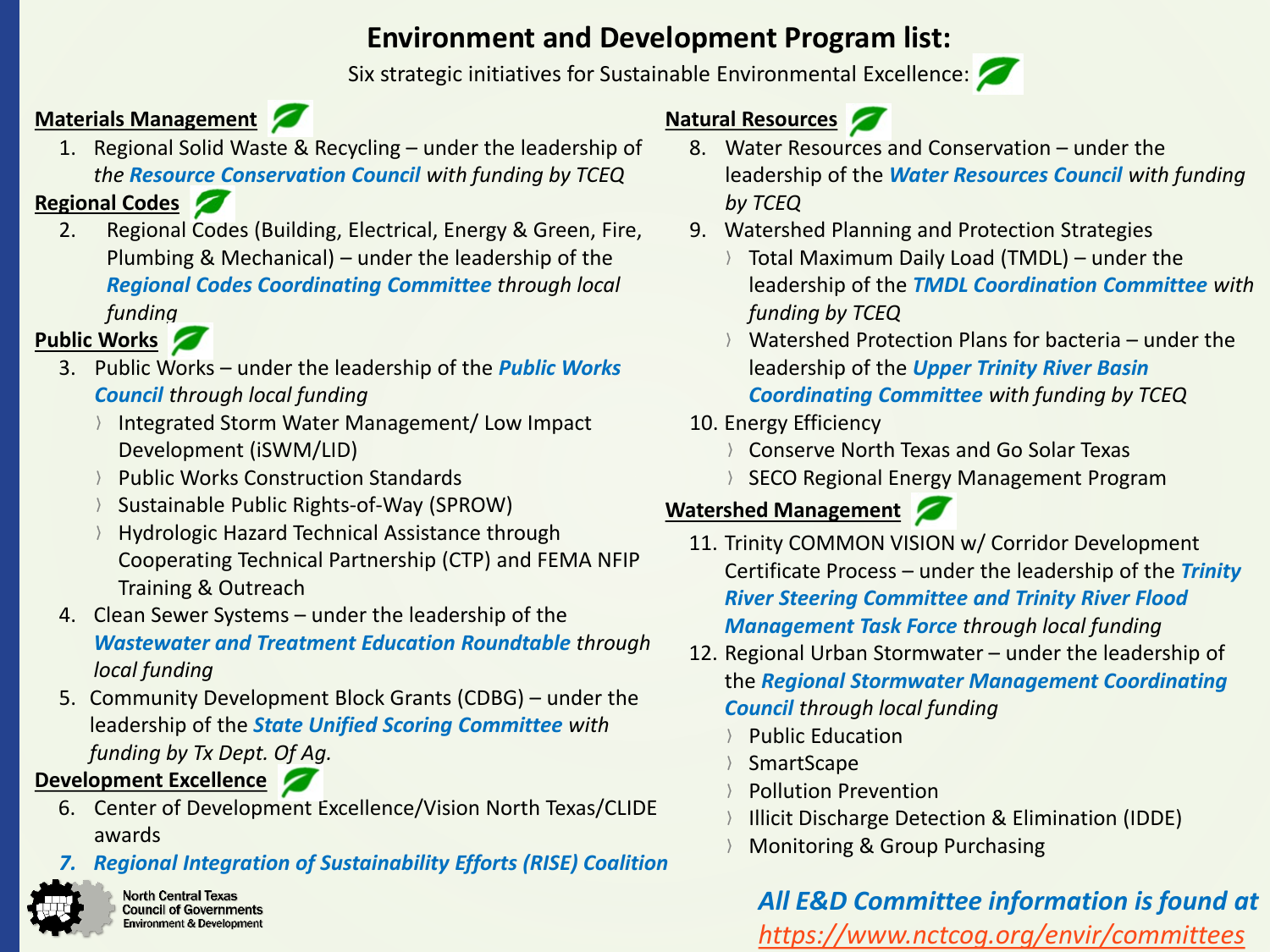# Environment and Development Program list:

Six strategic initiatives for Sustainable Environmental Excellence:

**Materials Management**

1. Regional Solid Waste & Recycling – under the leadership of *the* ***Resource Conservation Council*** *with funding by TCEQ*

**Regional Codes**

2. Regional Codes (Building, Electrical, Energy & Green, Fire, Plumbing & Mechanical) – under the leadership of the ***Regional Codes Coordinating Committee*** *through local funding*

**Public Works**

3. Public Works – under the leadership of the ***Public Works Council*** *through local funding*
   - Integrated Storm Water Management/ Low Impact Development (iSWM/LID)
   - Public Works Construction Standards
   - Sustainable Public Rights-of-Way (SPROW)
   - Hydrologic Hazard Technical Assistance through Cooperating Technical Partnership (CTP) and FEMA NFIP Training & Outreach
4. Clean Sewer Systems – under the leadership of the ***Wastewater and Treatment Education Roundtable*** *through local funding*
5. Community Development Block Grants (CDBG) – under the leadership of the ***State Unified Scoring Committee*** *with funding by Tx Dept. Of Ag.*

**Development Excellence**

6. Center of Development Excellence/Vision North Texas/CLIDE awards
7. ***Regional Integration of Sustainability Efforts (RISE) Coalition***

**Natural Resources**

8. Water Resources and Conservation – under the leadership of the ***Water Resources Council*** *with funding by TCEQ*
9. Watershed Planning and Protection Strategies
   - Total Maximum Daily Load (TMDL) – under the leadership of the ***TMDL Coordination Committee*** *with funding by TCEQ*
   - Watershed Protection Plans for bacteria – under the leadership of the ***Upper Trinity River Basin Coordinating Committee*** *with funding by TCEQ*
10. Energy Efficiency
    - Conserve North Texas and Go Solar Texas
    - SECO Regional Energy Management Program

**Watershed Management**

11. Trinity COMMON VISION w/ Corridor Development Certificate Process – under the leadership of the ***Trinity River Steering Committee and Trinity River Flood Management Task Force*** *through local funding*
12. Regional Urban Stormwater – under the leadership of the ***Regional Stormwater Management Coordinating Council*** *through local funding*
    - Public Education
    - SmartScape
    - Pollution Prevention
    - Illicit Discharge Detection & Elimination (IDDE)
    - Monitoring & Group Purchasing

North Central Texas Council of Governments Environment & Development

***All E&D Committee information is found at*** *https://www.nctcog.org/envir/committees*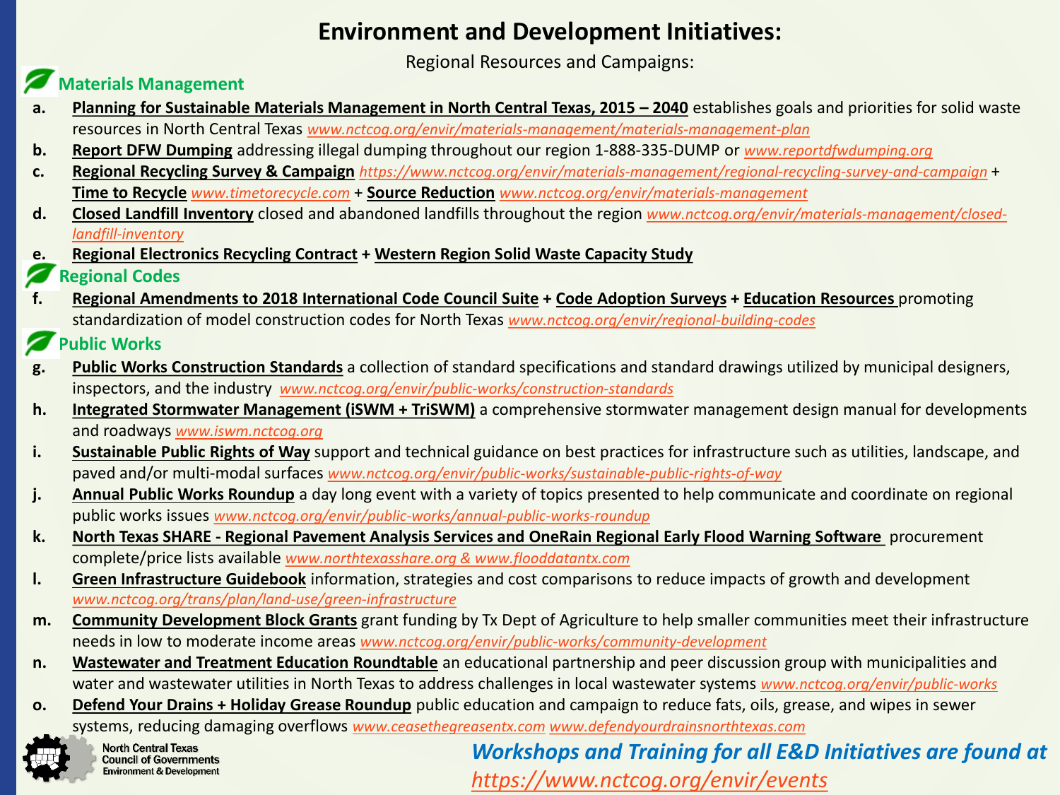# Environment and Development Initiatives:

Regional Resources and Campaigns:

## Materials Management

a. **Planning for Sustainable Materials Management in North Central Texas, 2015 – 2040** establishes goals and priorities for solid waste resources in North Central Texas *www.nctcog.org/envir/materials-management/materials-management-plan*

b. **Report DFW Dumping** addressing illegal dumping throughout our region 1-888-335-DUMP or *www.reportdfwdumping.org*

c. **Regional Recycling Survey & Campaign** *https://www.nctcog.org/envir/materials-management/regional-recycling-survey-and-campaign* + **Time to Recycle** *www.timetorecycle.com* + **Source Reduction** *www.nctcog.org/envir/materials-management*

d. **Closed Landfill Inventory** closed and abandoned landfills throughout the region *www.nctcog.org/envir/materials-management/closed-landfill-inventory*

e. **Regional Electronics Recycling Contract** + **Western Region Solid Waste Capacity Study**

## Regional Codes

f. **Regional Amendments to 2018 International Code Council Suite** + **Code Adoption Surveys** + **Education Resources** promoting standardization of model construction codes for North Texas *www.nctcog.org/envir/regional-building-codes*

## Public Works

g. **Public Works Construction Standards** a collection of standard specifications and standard drawings utilized by municipal designers, inspectors, and the industry *www.nctcog.org/envir/public-works/construction-standards*

h. **Integrated Stormwater Management (iSWM + TriSWM)** a comprehensive stormwater management design manual for developments and roadways *www.iswm.nctcog.org*

i. **Sustainable Public Rights of Way** support and technical guidance on best practices for infrastructure such as utilities, landscape, and paved and/or multi-modal surfaces *www.nctcog.org/envir/public-works/sustainable-public-rights-of-way*

j. **Annual Public Works Roundup** a day long event with a variety of topics presented to help communicate and coordinate on regional public works issues *www.nctcog.org/envir/public-works/annual-public-works-roundup*

k. **North Texas SHARE - Regional Pavement Analysis Services and OneRain Regional Early Flood Warning Software** procurement complete/price lists available *www.northtexasshare.org & www.flooddatantx.com*

l. **Green Infrastructure Guidebook** information, strategies and cost comparisons to reduce impacts of growth and development *www.nctcog.org/trans/plan/land-use/green-infrastructure*

m. **Community Development Block Grants** grant funding by Tx Dept of Agriculture to help smaller communities meet their infrastructure needs in low to moderate income areas *www.nctcog.org/envir/public-works/community-development*

n. **Wastewater and Treatment Education Roundtable** an educational partnership and peer discussion group with municipalities and water and wastewater utilities in North Texas to address challenges in local wastewater systems *www.nctcog.org/envir/public-works*

o. **Defend Your Drains + Holiday Grease Roundup** public education and campaign to reduce fats, oils, grease, and wipes in sewer systems, reducing damaging overflows *www.ceasethegreasentx.com* *www.defendyourdrainsnorthtexas.com*

North Central Texas Council of Governments Environment & Development

***Workshops and Training for all E&D Initiatives are found at https://www.nctcog.org/envir/events***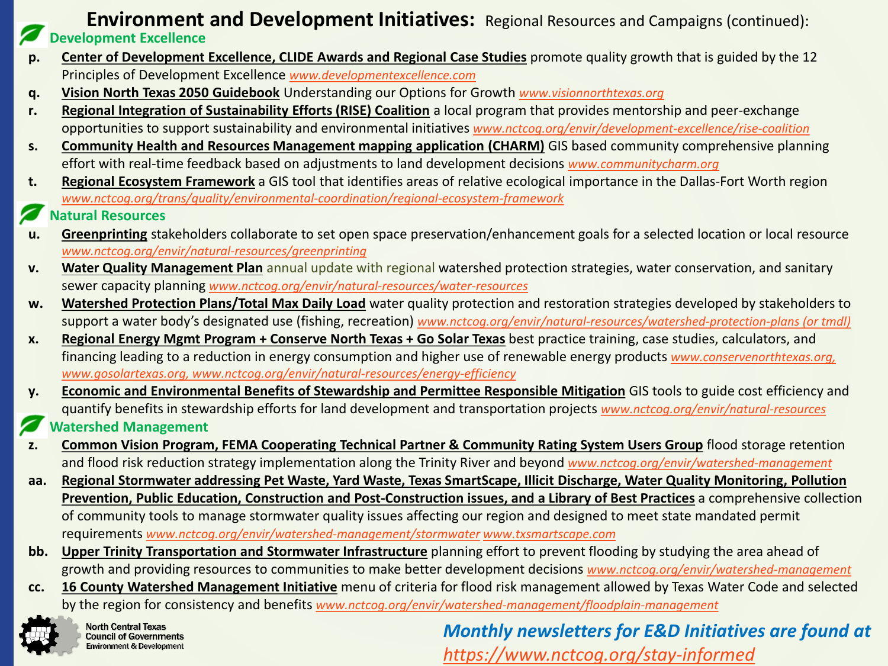# Environment and Development Initiatives: Regional Resources and Campaigns (continued):

## Development Excellence

**p.** **Center of Development Excellence, CLIDE Awards and Regional Case Studies** promote quality growth that is guided by the 12 Principles of Development Excellence *www.developmentexcellence.com*

**q.** **Vision North Texas 2050 Guidebook** Understanding our Options for Growth *www.visionnorthtexas.org*

**r.** **Regional Integration of Sustainability Efforts (RISE) Coalition** a local program that provides mentorship and peer-exchange opportunities to support sustainability and environmental initiatives *www.nctcog.org/envir/development-excellence/rise-coalition*

**s.** **Community Health and Resources Management mapping application (CHARM)** GIS based community comprehensive planning effort with real-time feedback based on adjustments to land development decisions *www.communitycharm.org*

**t.** **Regional Ecosystem Framework** a GIS tool that identifies areas of relative ecological importance in the Dallas-Fort Worth region *www.nctcog.org/trans/quality/environmental-coordination/regional-ecosystem-framework*

## Natural Resources

**u.** **Greenprinting** stakeholders collaborate to set open space preservation/enhancement goals for a selected location or local resource *www.nctcog.org/envir/natural-resources/greenprinting*

**v.** **Water Quality Management Plan** annual update with regional watershed protection strategies, water conservation, and sanitary sewer capacity planning *www.nctcog.org/envir/natural-resources/water-resources*

**w.** **Watershed Protection Plans/Total Max Daily Load** water quality protection and restoration strategies developed by stakeholders to support a water body's designated use (fishing, recreation) *www.nctcog.org/envir/natural-resources/watershed-protection-plans (or tmdl)*

**x.** **Regional Energy Mgmt Program + Conserve North Texas + Go Solar Texas** best practice training, case studies, calculators, and financing leading to a reduction in energy consumption and higher use of renewable energy products *www.conservenorthtexas.org, www.gosolartexas.org, www.nctcog.org/envir/natural-resources/energy-efficiency*

**y.** **Economic and Environmental Benefits of Stewardship and Permittee Responsible Mitigation** GIS tools to guide cost efficiency and quantify benefits in stewardship efforts for land development and transportation projects *www.nctcog.org/envir/natural-resources*

## Watershed Management

**z.** **Common Vision Program, FEMA Cooperating Technical Partner & Community Rating System Users Group** flood storage retention and flood risk reduction strategy implementation along the Trinity River and beyond *www.nctcog.org/envir/watershed-management*

**aa.** **Regional Stormwater addressing Pet Waste, Yard Waste, Texas SmartScape, Illicit Discharge, Water Quality Monitoring, Pollution Prevention, Public Education, Construction and Post-Construction issues, and a Library of Best Practices** a comprehensive collection of community tools to manage stormwater quality issues affecting our region and designed to meet state mandated permit requirements *www.nctcog.org/envir/watershed-management/stormwater* *www.txsmartscape.com*

**bb.** **Upper Trinity Transportation and Stormwater Infrastructure** planning effort to prevent flooding by studying the area ahead of growth and providing resources to communities to make better development decisions *www.nctcog.org/envir/watershed-management*

**cc.** **16 County Watershed Management Initiative** menu of criteria for flood risk management allowed by Texas Water Code and selected by the region for consistency and benefits *www.nctcog.org/envir/watershed-management/floodplain-management*

North Central Texas Council of Governments Environment & Development

***Monthly newsletters for E&D Initiatives are found at https://www.nctcog.org/stay-informed***